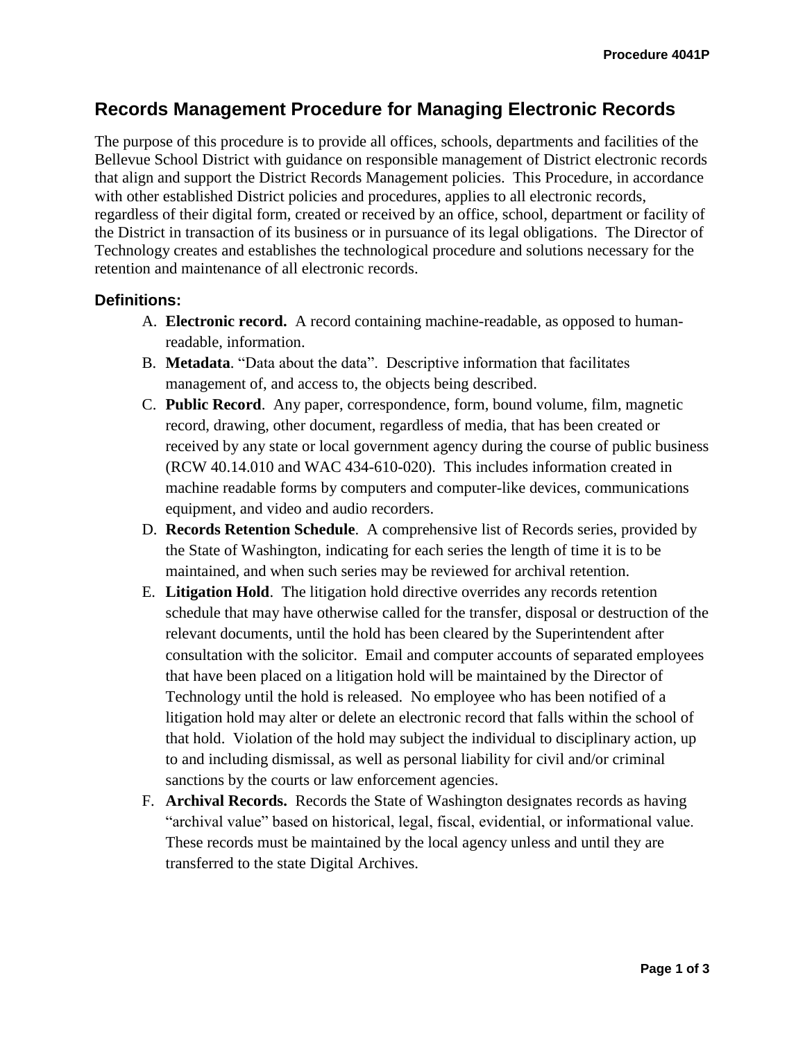# Records Management Procedure for Managing Electronic Records

The purpose of this procedure is to provide all offices, schools, departments and facilities of the Bellevue School District with guidance on responsible management of District electronic records that align and support the District Records Management policies. This Procedure, in accordance with other established District policies and procedures, applies to all electronic records, regardless of their digital form, created or received by an office, school, department or facility of the District in transaction of its business or in pursuance of its legal obligations. The Director of Technology creates and establishes the technological procedure and solutions necessary for the retention and maintenance of all electronic records.

### Definitions:

A. **Electronic record.** A record containing machine-readable, as opposed to human-readable, information.

B. **Metadata**. "Data about the data". Descriptive information that facilitates management of, and access to, the objects being described.

C. **Public Record**. Any paper, correspondence, form, bound volume, film, magnetic record, drawing, other document, regardless of media, that has been created or received by any state or local government agency during the course of public business (RCW 40.14.010 and WAC 434-610-020). This includes information created in machine readable forms by computers and computer-like devices, communications equipment, and video and audio recorders.

D. **Records Retention Schedule**. A comprehensive list of Records series, provided by the State of Washington, indicating for each series the length of time it is to be maintained, and when such series may be reviewed for archival retention.

E. **Litigation Hold**. The litigation hold directive overrides any records retention schedule that may have otherwise called for the transfer, disposal or destruction of the relevant documents, until the hold has been cleared by the Superintendent after consultation with the solicitor. Email and computer accounts of separated employees that have been placed on a litigation hold will be maintained by the Director of Technology until the hold is released. No employee who has been notified of a litigation hold may alter or delete an electronic record that falls within the school of that hold. Violation of the hold may subject the individual to disciplinary action, up to and including dismissal, as well as personal liability for civil and/or criminal sanctions by the courts or law enforcement agencies.

F. **Archival Records.** Records the State of Washington designates records as having "archival value" based on historical, legal, fiscal, evidential, or informational value. These records must be maintained by the local agency unless and until they are transferred to the state Digital Archives.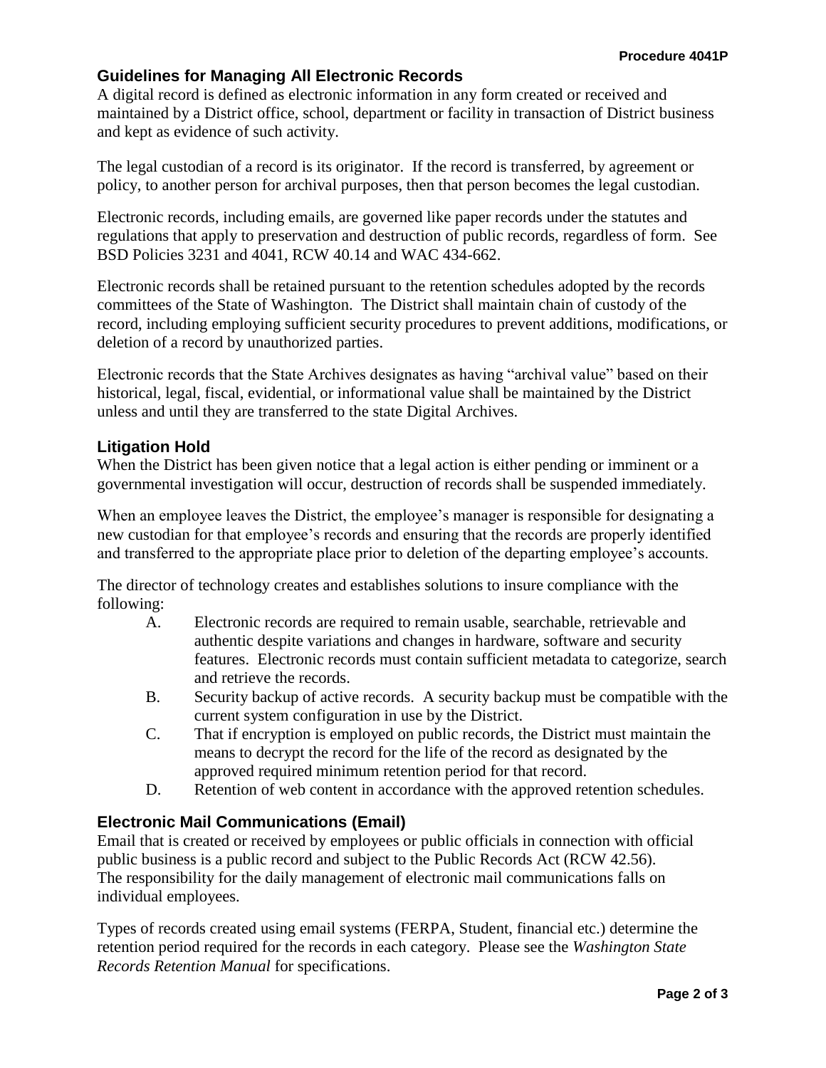## Guidelines for Managing All Electronic Records

A digital record is defined as electronic information in any form created or received and maintained by a District office, school, department or facility in transaction of District business and kept as evidence of such activity.

The legal custodian of a record is its originator. If the record is transferred, by agreement or policy, to another person for archival purposes, then that person becomes the legal custodian.

Electronic records, including emails, are governed like paper records under the statutes and regulations that apply to preservation and destruction of public records, regardless of form. See BSD Policies 3231 and 4041, RCW 40.14 and WAC 434-662.

Electronic records shall be retained pursuant to the retention schedules adopted by the records committees of the State of Washington. The District shall maintain chain of custody of the record, including employing sufficient security procedures to prevent additions, modifications, or deletion of a record by unauthorized parties.

Electronic records that the State Archives designates as having "archival value" based on their historical, legal, fiscal, evidential, or informational value shall be maintained by the District unless and until they are transferred to the state Digital Archives.

## Litigation Hold

When the District has been given notice that a legal action is either pending or imminent or a governmental investigation will occur, destruction of records shall be suspended immediately.

When an employee leaves the District, the employee's manager is responsible for designating a new custodian for that employee's records and ensuring that the records are properly identified and transferred to the appropriate place prior to deletion of the departing employee's accounts.

The director of technology creates and establishes solutions to insure compliance with the following:

A. Electronic records are required to remain usable, searchable, retrievable and authentic despite variations and changes in hardware, software and security features. Electronic records must contain sufficient metadata to categorize, search and retrieve the records.

B. Security backup of active records. A security backup must be compatible with the current system configuration in use by the District.

C. That if encryption is employed on public records, the District must maintain the means to decrypt the record for the life of the record as designated by the approved required minimum retention period for that record.

D. Retention of web content in accordance with the approved retention schedules.

## Electronic Mail Communications (Email)

Email that is created or received by employees or public officials in connection with official public business is a public record and subject to the Public Records Act (RCW 42.56). The responsibility for the daily management of electronic mail communications falls on individual employees.

Types of records created using email systems (FERPA, Student, financial etc.) determine the retention period required for the records in each category. Please see the *Washington State Records Retention Manual* for specifications.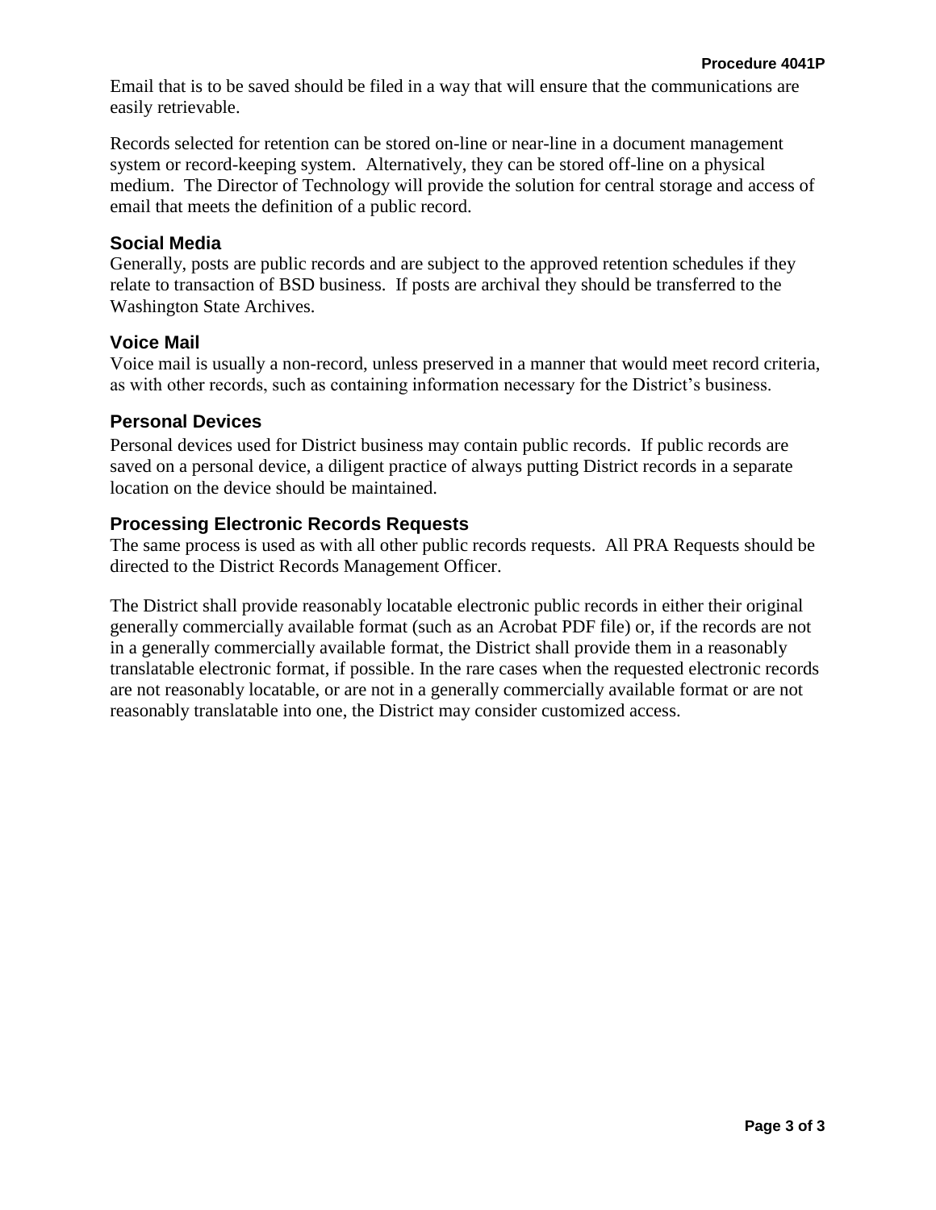Email that is to be saved should be filed in a way that will ensure that the communications are easily retrievable.

Records selected for retention can be stored on-line or near-line in a document management system or record-keeping system. Alternatively, they can be stored off-line on a physical medium. The Director of Technology will provide the solution for central storage and access of email that meets the definition of a public record.

### Social Media

Generally, posts are public records and are subject to the approved retention schedules if they relate to transaction of BSD business. If posts are archival they should be transferred to the Washington State Archives.

### Voice Mail

Voice mail is usually a non-record, unless preserved in a manner that would meet record criteria, as with other records, such as containing information necessary for the District's business.

### Personal Devices

Personal devices used for District business may contain public records. If public records are saved on a personal device, a diligent practice of always putting District records in a separate location on the device should be maintained.

### Processing Electronic Records Requests

The same process is used as with all other public records requests. All PRA Requests should be directed to the District Records Management Officer.

The District shall provide reasonably locatable electronic public records in either their original generally commercially available format (such as an Acrobat PDF file) or, if the records are not in a generally commercially available format, the District shall provide them in a reasonably translatable electronic format, if possible. In the rare cases when the requested electronic records are not reasonably locatable, or are not in a generally commercially available format or are not reasonably translatable into one, the District may consider customized access.